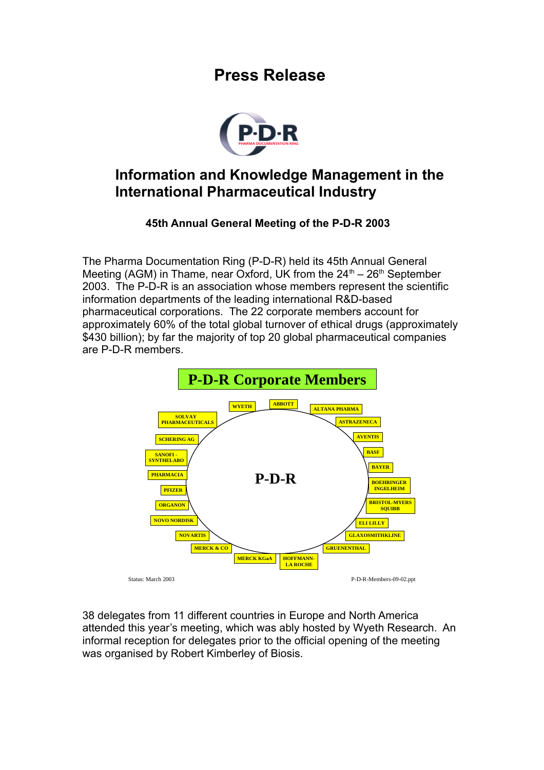# Press Release

P-D-R
PHARMA DOCUMENTATION RING

## Information and Knowledge Management in the International Pharmaceutical Industry

### 45th Annual General Meeting of the P-D-R 2003

The Pharma Documentation Ring (P-D-R) held its 45th Annual General Meeting (AGM) in Thame, near Oxford, UK from the 24th – 26th September 2003. The P-D-R is an association whose members represent the scientific information departments of the leading international R&D-based pharmaceutical corporations. The 22 corporate members account for approximately 60% of the total global turnover of ethical drugs (approximately $430 billion); by far the majority of top 20 global pharmaceutical companies are P-D-R members.

**P-D-R Corporate Members**

P-D-R

WYETH, ABBOTT, ALTANA PHARMA, ASTRAZENECA, AVENTIS, BASF, BAYER, BOEHRINGER INGELHEIM, BRISTOL-MYERS SQUIBB, ELI LILLY, GLAXOSMITHKLINE, GRUENENTHAL, HOFFMANN-LA ROCHE, MERCK KGaA, MERCK & CO, NOVARTIS, NOVO NORDISK, ORGANON, PFIZER, PHARMACIA, SANOFI - SYNTHELABO, SCHERING AG, SOLVAY PHARMACEUTICALS

Status: March 2003 P-D-R-Members-09-02.ppt

38 delegates from 11 different countries in Europe and North America attended this year's meeting, which was ably hosted by Wyeth Research. An informal reception for delegates prior to the official opening of the meeting was organised by Robert Kimberley of Biosis.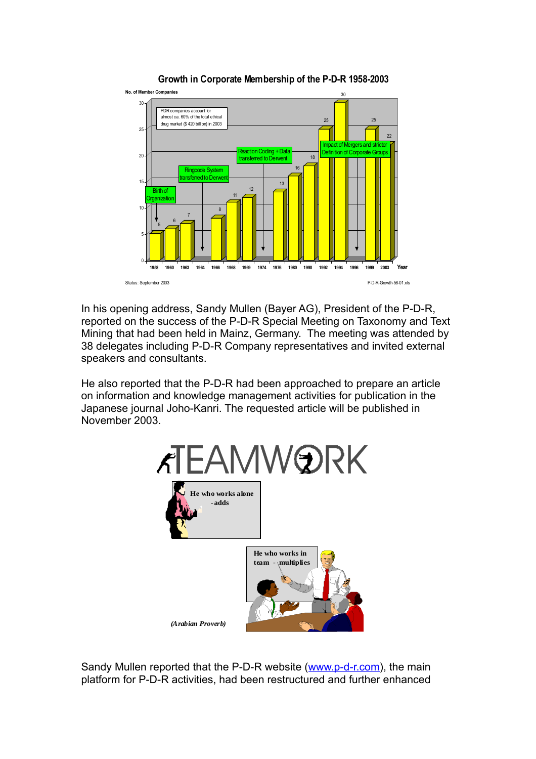**Growth in Corporate Membership of the P-D-R 1958-2003**

No. of Member Companies

PDR companies account for almost ca. 60% of the total ethical drug market ($ 420 billion) in 2003

Birth of Organization

Ringcode System transferred to Derwent

Reaction Coding + Data transferred to Derwent

Impact of Mergers and stricter Definition of Corporate Groups

| Year | 1958 | 1960 | 1963 | 1964 | 1966 | 1968 | 1969 | 1974 | 1976 | 1980 | 1990 | 1992 | 1994 | 1996 | 1999 | 2003 |
|---|---|---|---|---|---|---|---|---|---|---|---|---|---|---|---|---|
| No. of Member Companies | 5 | 6 | 7 | | 8 | 11 | 12 | | 13 | 16 | 18 | 25 | 30 | | 25 | 22 |

Status: September 2003

P-D-R-Growth-58-01.xls

In his opening address, Sandy Mullen (Bayer AG), President of the P-D-R, reported on the success of the P-D-R Special Meeting on Taxonomy and Text Mining that had been held in Mainz, Germany. The meeting was attended by 38 delegates including P-D-R Company representatives and invited external speakers and consultants.

He also reported that the P-D-R had been approached to prepare an article on information and knowledge management activities for publication in the Japanese journal Joho-Kanri. The requested article will be published in November 2003.

TEAMWORK

He who works alone - adds

He who works in team - multiplies

*(Arabian Proverb)*

Sandy Mullen reported that the P-D-R website (www.p-d-r.com), the main platform for P-D-R activities, had been restructured and further enhanced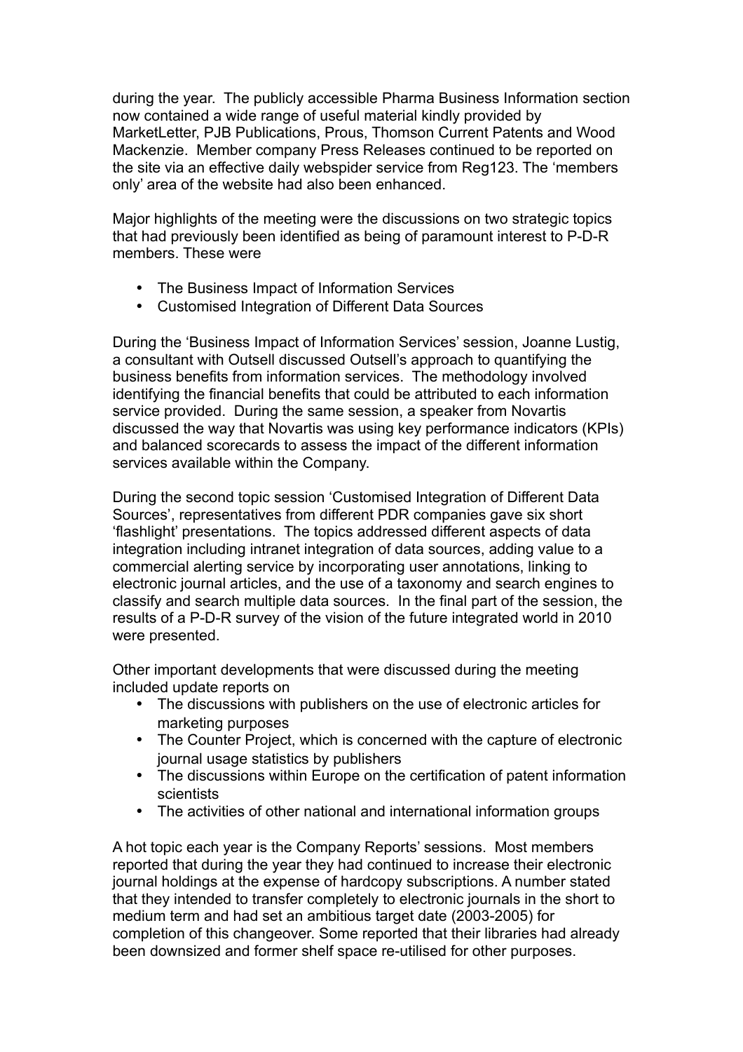during the year. The publicly accessible Pharma Business Information section now contained a wide range of useful material kindly provided by MarketLetter, PJB Publications, Prous, Thomson Current Patents and Wood Mackenzie. Member company Press Releases continued to be reported on the site via an effective daily webspider service from Reg123. The 'members only' area of the website had also been enhanced.

Major highlights of the meeting were the discussions on two strategic topics that had previously been identified as being of paramount interest to P-D-R members. These were

- The Business Impact of Information Services
- Customised Integration of Different Data Sources

During the 'Business Impact of Information Services' session, Joanne Lustig, a consultant with Outsell discussed Outsell's approach to quantifying the business benefits from information services. The methodology involved identifying the financial benefits that could be attributed to each information service provided. During the same session, a speaker from Novartis discussed the way that Novartis was using key performance indicators (KPIs) and balanced scorecards to assess the impact of the different information services available within the Company.

During the second topic session 'Customised Integration of Different Data Sources', representatives from different PDR companies gave six short 'flashlight' presentations. The topics addressed different aspects of data integration including intranet integration of data sources, adding value to a commercial alerting service by incorporating user annotations, linking to electronic journal articles, and the use of a taxonomy and search engines to classify and search multiple data sources. In the final part of the session, the results of a P-D-R survey of the vision of the future integrated world in 2010 were presented.

Other important developments that were discussed during the meeting included update reports on

- The discussions with publishers on the use of electronic articles for marketing purposes
- The Counter Project, which is concerned with the capture of electronic journal usage statistics by publishers
- The discussions within Europe on the certification of patent information scientists
- The activities of other national and international information groups

A hot topic each year is the Company Reports' sessions. Most members reported that during the year they had continued to increase their electronic journal holdings at the expense of hardcopy subscriptions. A number stated that they intended to transfer completely to electronic journals in the short to medium term and had set an ambitious target date (2003-2005) for completion of this changeover. Some reported that their libraries had already been downsized and former shelf space re-utilised for other purposes.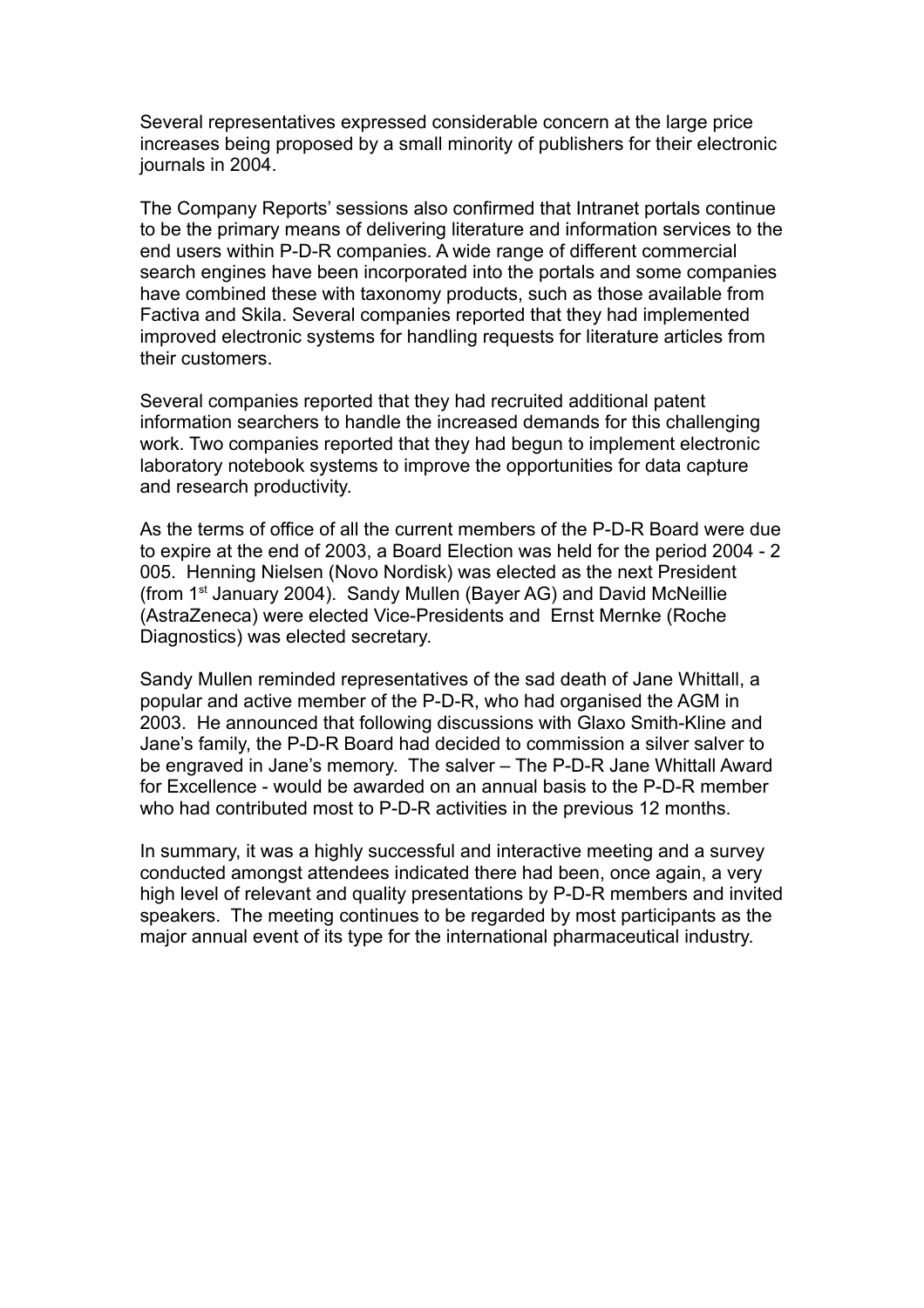Several representatives expressed considerable concern at the large price increases being proposed by a small minority of publishers for their electronic journals in 2004.

The Company Reports' sessions also confirmed that Intranet portals continue to be the primary means of delivering literature and information services to the end users within P-D-R companies. A wide range of different commercial search engines have been incorporated into the portals and some companies have combined these with taxonomy products, such as those available from Factiva and Skila. Several companies reported that they had implemented improved electronic systems for handling requests for literature articles from their customers.

Several companies reported that they had recruited additional patent information searchers to handle the increased demands for this challenging work. Two companies reported that they had begun to implement electronic laboratory notebook systems to improve the opportunities for data capture and research productivity.

As the terms of office of all the current members of the P-D-R Board were due to expire at the end of 2003, a Board Election was held for the period 2004 - 2005. Henning Nielsen (Novo Nordisk) was elected as the next President (from 1st January 2004). Sandy Mullen (Bayer AG) and David McNeillie (AstraZeneca) were elected Vice-Presidents and Ernst Mernke (Roche Diagnostics) was elected secretary.

Sandy Mullen reminded representatives of the sad death of Jane Whittall, a popular and active member of the P-D-R, who had organised the AGM in 2003. He announced that following discussions with Glaxo Smith-Kline and Jane's family, the P-D-R Board had decided to commission a silver salver to be engraved in Jane's memory. The salver – The P-D-R Jane Whittall Award for Excellence - would be awarded on an annual basis to the P-D-R member who had contributed most to P-D-R activities in the previous 12 months.

In summary, it was a highly successful and interactive meeting and a survey conducted amongst attendees indicated there had been, once again, a very high level of relevant and quality presentations by P-D-R members and invited speakers. The meeting continues to be regarded by most participants as the major annual event of its type for the international pharmaceutical industry.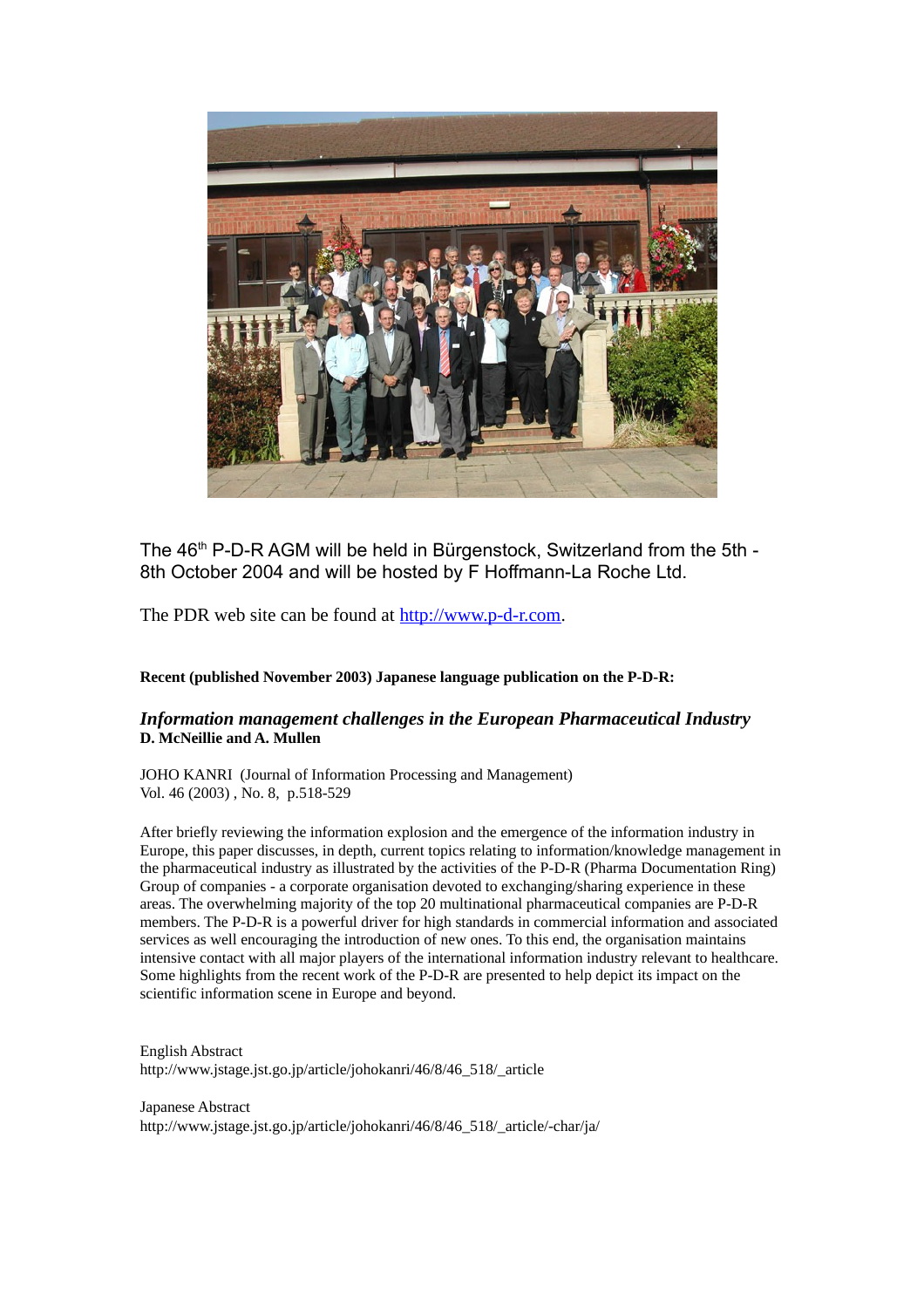The 46th P-D-R AGM will be held in Bürgenstock, Switzerland from the 5th - 8th October 2004 and will be hosted by F Hoffmann-La Roche Ltd.

The PDR web site can be found at [http://www.p-d-r.com](http://www.p-d-r.com).

**Recent (published November 2003) Japanese language publication on the P-D-R:**

***Information management challenges in the European Pharmaceutical Industry***
**D. McNeillie and A. Mullen**

JOHO KANRI (Journal of Information Processing and Management)
Vol. 46 (2003) , No. 8, p.518-529

After briefly reviewing the information explosion and the emergence of the information industry in Europe, this paper discusses, in depth, current topics relating to information/knowledge management in the pharmaceutical industry as illustrated by the activities of the P-D-R (Pharma Documentation Ring) Group of companies - a corporate organisation devoted to exchanging/sharing experience in these areas. The overwhelming majority of the top 20 multinational pharmaceutical companies are P-D-R members. The P-D-R is a powerful driver for high standards in commercial information and associated services as well encouraging the introduction of new ones. To this end, the organisation maintains intensive contact with all major players of the international information industry relevant to healthcare. Some highlights from the recent work of the P-D-R are presented to help depict its impact on the scientific information scene in Europe and beyond.

English Abstract
http://www.jstage.jst.go.jp/article/johokanri/46/8/46_518/_article

Japanese Abstract
http://www.jstage.jst.go.jp/article/johokanri/46/8/46_518/_article/-char/ja/